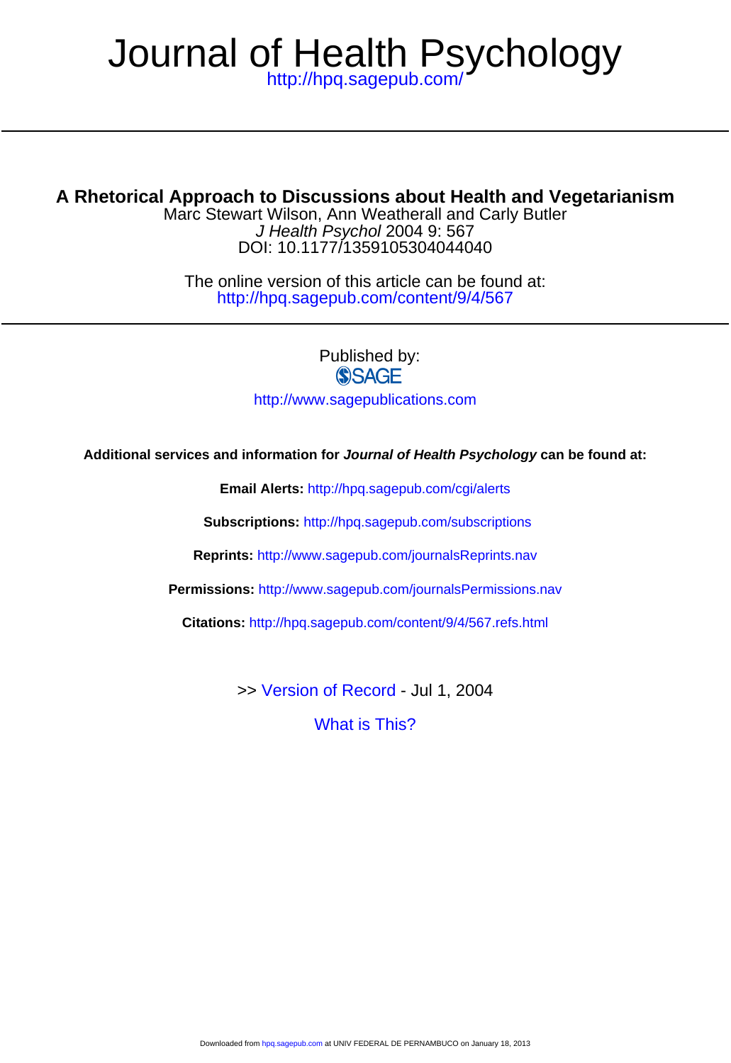# Journal of Health Psychology

http://hpq.sagepub.com/

---

## A Rhetorical Approach to Discussions about Health and Vegetarianism

Marc Stewart Wilson, Ann Weatherall and Carly Butler

*J Health Psychol* 2004 9: 567

DOI: 10.1177/1359105304044040

The online version of this article can be found at:

http://hpq.sagepub.com/content/9/4/567

---

Published by:

SAGE

http://www.sagepublications.com

**Additional services and information for *Journal of Health Psychology* can be found at:**

**Email Alerts:** http://hpq.sagepub.com/cgi/alerts

**Subscriptions:** http://hpq.sagepub.com/subscriptions

**Reprints:** http://www.sagepub.com/journalsReprints.nav

**Permissions:** http://www.sagepub.com/journalsPermissions.nav

**Citations:** http://hpq.sagepub.com/content/9/4/567.refs.html

>> Version of Record - Jul 1, 2004

What is This?

Downloaded from hpq.sagepub.com at UNIV FEDERAL DE PERNAMBUCO on January 18, 2013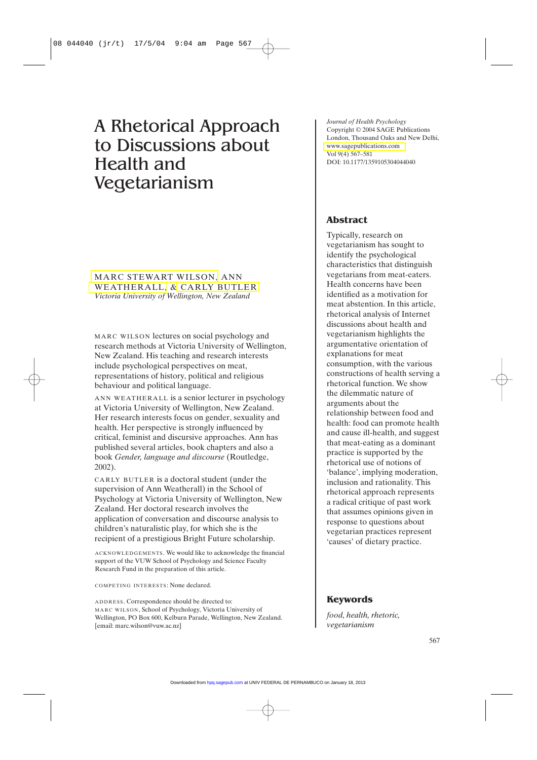# A Rhetorical Approach to Discussions about Health and Vegetarianism

MARC STEWART WILSON, ANN WEATHERALL, & CARLY BUTLER
*Victoria University of Wellington, New Zealand*

*Journal of Health Psychology*
Copyright © 2004 SAGE Publications
London, Thousand Oaks and New Delhi,
www.sagepublications.com
Vol 9(4) 567–581
DOI: 10.1177/1359105304044040

MARC WILSON lectures on social psychology and research methods at Victoria University of Wellington, New Zealand. His teaching and research interests include psychological perspectives on meat, representations of history, political and religious behaviour and political language.

ANN WEATHERALL is a senior lecturer in psychology at Victoria University of Wellington, New Zealand. Her research interests focus on gender, sexuality and health. Her perspective is strongly influenced by critical, feminist and discursive approaches. Ann has published several articles, book chapters and also a book *Gender, language and discourse* (Routledge, 2002).

CARLY BUTLER is a doctoral student (under the supervision of Ann Weatherall) in the School of Psychology at Victoria University of Wellington, New Zealand. Her doctoral research involves the application of conversation and discourse analysis to children's naturalistic play, for which she is the recipient of a prestigious Bright Future scholarship.

ACKNOWLEDGEMENTS. We would like to acknowledge the financial support of the VUW School of Psychology and Science Faculty Research Fund in the preparation of this article.

COMPETING INTERESTS: None declared.

ADDRESS. Correspondence should be directed to:
MARC WILSON, School of Psychology, Victoria University of Wellington, PO Box 600, Kelburn Parade, Wellington, New Zealand. [email: marc.wilson@vuw.ac.nz]

## Abstract

Typically, research on vegetarianism has sought to identify the psychological characteristics that distinguish vegetarians from meat-eaters. Health concerns have been identified as a motivation for meat abstention. In this article, rhetorical analysis of Internet discussions about health and vegetarianism highlights the argumentative orientation of explanations for meat consumption, with the various constructions of health serving a rhetorical function. We show the dilemmatic nature of arguments about the relationship between food and health: food can promote health and cause ill-health, and suggest that meat-eating as a dominant practice is supported by the rhetorical use of notions of 'balance', implying moderation, inclusion and rationality. This rhetorical approach represents a radical critique of past work that assumes opinions given in response to questions about vegetarian practices represent 'causes' of dietary practice.

## Keywords

*food, health, rhetoric, vegetarianism*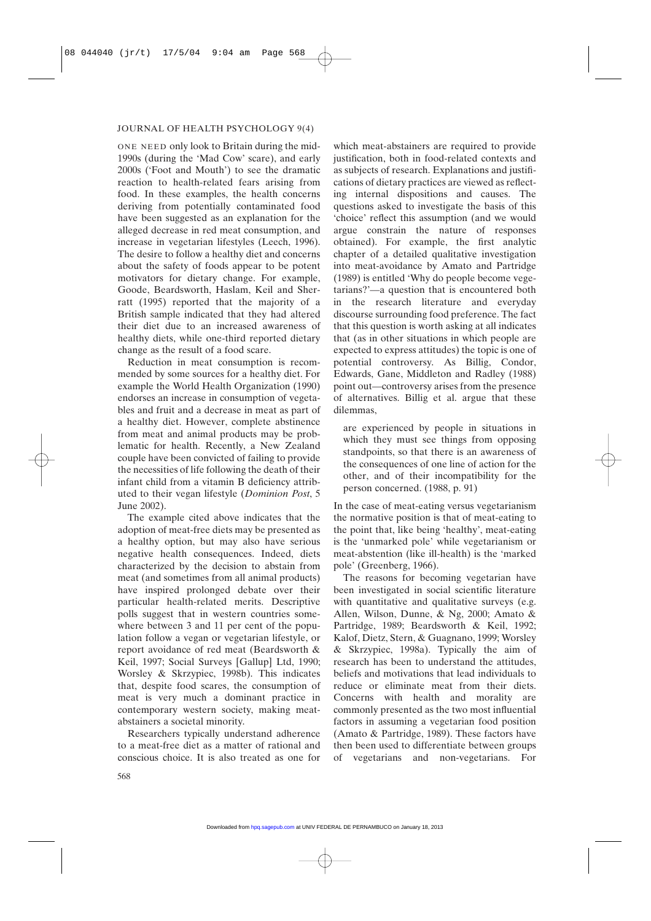ONE NEED only look to Britain during the mid-1990s (during the 'Mad Cow' scare), and early 2000s ('Foot and Mouth') to see the dramatic reaction to health-related fears arising from food. In these examples, the health concerns deriving from potentially contaminated food have been suggested as an explanation for the alleged decrease in red meat consumption, and increase in vegetarian lifestyles (Leech, 1996). The desire to follow a healthy diet and concerns about the safety of foods appear to be potent motivators for dietary change. For example, Goode, Beardsworth, Haslam, Keil and Sherratt (1995) reported that the majority of a British sample indicated that they had altered their diet due to an increased awareness of healthy diets, while one-third reported dietary change as the result of a food scare.

Reduction in meat consumption is recommended by some sources for a healthy diet. For example the World Health Organization (1990) endorses an increase in consumption of vegetables and fruit and a decrease in meat as part of a healthy diet. However, complete abstinence from meat and animal products may be problematic for health. Recently, a New Zealand couple have been convicted of failing to provide the necessities of life following the death of their infant child from a vitamin B deficiency attributed to their vegan lifestyle (*Dominion Post*, 5 June 2002).

The example cited above indicates that the adoption of meat-free diets may be presented as a healthy option, but may also have serious negative health consequences. Indeed, diets characterized by the decision to abstain from meat (and sometimes from all animal products) have inspired prolonged debate over their particular health-related merits. Descriptive polls suggest that in western countries somewhere between 3 and 11 per cent of the population follow a vegan or vegetarian lifestyle, or report avoidance of red meat (Beardsworth & Keil, 1997; Social Surveys [Gallup] Ltd, 1990; Worsley & Skrzypiec, 1998b). This indicates that, despite food scares, the consumption of meat is very much a dominant practice in contemporary western society, making meat-abstainers a societal minority.

Researchers typically understand adherence to a meat-free diet as a matter of rational and conscious choice. It is also treated as one for which meat-abstainers are required to provide justification, both in food-related contexts and as subjects of research. Explanations and justifications of dietary practices are viewed as reflecting internal dispositions and causes. The questions asked to investigate the basis of this 'choice' reflect this assumption (and we would argue constrain the nature of responses obtained). For example, the first analytic chapter of a detailed qualitative investigation into meat-avoidance by Amato and Partridge (1989) is entitled 'Why do people become vegetarians?'—a question that is encountered both in the research literature and everyday discourse surrounding food preference. The fact that this question is worth asking at all indicates that (as in other situations in which people are expected to express attitudes) the topic is one of potential controversy. As Billig, Condor, Edwards, Gane, Middleton and Radley (1988) point out—controversy arises from the presence of alternatives. Billig et al. argue that these dilemmas,

> are experienced by people in situations in which they must see things from opposing standpoints, so that there is an awareness of the consequences of one line of action for the other, and of their incompatibility for the person concerned. (1988, p. 91)

In the case of meat-eating versus vegetarianism the normative position is that of meat-eating to the point that, like being 'healthy', meat-eating is the 'unmarked pole' while vegetarianism or meat-abstention (like ill-health) is the 'marked pole' (Greenberg, 1966).

The reasons for becoming vegetarian have been investigated in social scientific literature with quantitative and qualitative surveys (e.g. Allen, Wilson, Dunne, & Ng, 2000; Amato & Partridge, 1989; Beardsworth & Keil, 1992; Kalof, Dietz, Stern, & Guagnano, 1999; Worsley & Skrzypiec, 1998a). Typically the aim of research has been to understand the attitudes, beliefs and motivations that lead individuals to reduce or eliminate meat from their diets. Concerns with health and morality are commonly presented as the two most influential factors in assuming a vegetarian food position (Amato & Partridge, 1989). These factors have then been used to differentiate between groups of vegetarians and non-vegetarians. For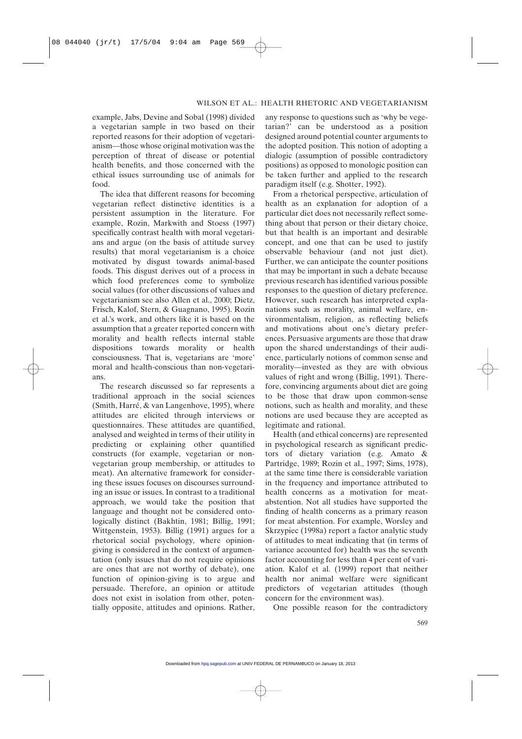example, Jabs, Devine and Sobal (1998) divided a vegetarian sample in two based on their reported reasons for their adoption of vegetarianism—those whose original motivation was the perception of threat of disease or potential health benefits, and those concerned with the ethical issues surrounding use of animals for food.

The idea that different reasons for becoming vegetarian reflect distinctive identities is a persistent assumption in the literature. For example, Rozin, Markwith and Stoess (1997) specifically contrast health with moral vegetarians and argue (on the basis of attitude survey results) that moral vegetarianism is a choice motivated by disgust towards animal-based foods. This disgust derives out of a process in which food preferences come to symbolize social values (for other discussions of values and vegetarianism see also Allen et al., 2000; Dietz, Frisch, Kalof, Stern, & Guagnano, 1995). Rozin et al.'s work, and others like it is based on the assumption that a greater reported concern with morality and health reflects internal stable dispositions towards morality or health consciousness. That is, vegetarians are 'more' moral and health-conscious than non-vegetarians.

The research discussed so far represents a traditional approach in the social sciences (Smith, Harré, & van Langenhove, 1995), where attitudes are elicited through interviews or questionnaires. These attitudes are quantified, analysed and weighted in terms of their utility in predicting or explaining other quantified constructs (for example, vegetarian or non-vegetarian group membership, or attitudes to meat). An alternative framework for considering these issues focuses on discourses surrounding an issue or issues. In contrast to a traditional approach, we would take the position that language and thought not be considered ontologically distinct (Bakhtin, 1981; Billig, 1991; Wittgenstein, 1953). Billig (1991) argues for a rhetorical social psychology, where opinion-giving is considered in the context of argumentation (only issues that do not require opinions are ones that are not worthy of debate), one function of opinion-giving is to argue and persuade. Therefore, an opinion or attitude does not exist in isolation from other, potentially opposite, attitudes and opinions. Rather, any response to questions such as 'why be vegetarian?' can be understood as a position designed around potential counter arguments to the adopted position. This notion of adopting a dialogic (assumption of possible contradictory positions) as opposed to monologic position can be taken further and applied to the research paradigm itself (e.g. Shotter, 1992).

From a rhetorical perspective, articulation of health as an explanation for adoption of a particular diet does not necessarily reflect something about that person or their dietary choice, but that health is an important and desirable concept, and one that can be used to justify observable behaviour (and not just diet). Further, we can anticipate the counter positions that may be important in such a debate because previous research has identified various possible responses to the question of dietary preference. However, such research has interpreted explanations such as morality, animal welfare, environmentalism, religion, as reflecting beliefs and motivations about one's dietary preferences. Persuasive arguments are those that draw upon the shared understandings of their audience, particularly notions of common sense and morality—invested as they are with obvious values of right and wrong (Billig, 1991). Therefore, convincing arguments about diet are going to be those that draw upon common-sense notions, such as health and morality, and these notions are used because they are accepted as legitimate and rational.

Health (and ethical concerns) are represented in psychological research as significant predictors of dietary variation (e.g. Amato & Partridge, 1989; Rozin et al., 1997; Sims, 1978), at the same time there is considerable variation in the frequency and importance attributed to health concerns as a motivation for meat-abstention. Not all studies have supported the finding of health concerns as a primary reason for meat abstention. For example, Worsley and Skrzypiec (1998a) report a factor analytic study of attitudes to meat indicating that (in terms of variance accounted for) health was the seventh factor accounting for less than 4 per cent of variation. Kalof et al. (1999) report that neither health nor animal welfare were significant predictors of vegetarian attitudes (though concern for the environment was).

One possible reason for the contradictory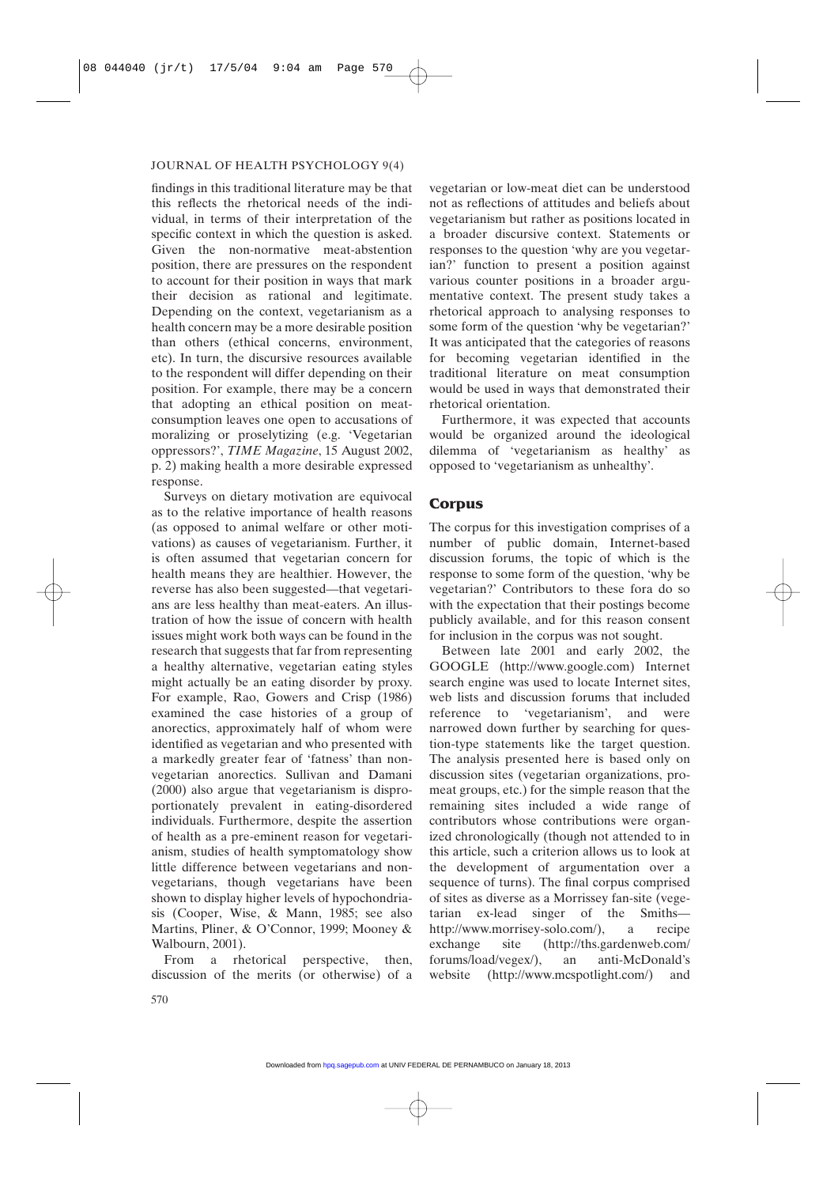findings in this traditional literature may be that this reflects the rhetorical needs of the individual, in terms of their interpretation of the specific context in which the question is asked. Given the non-normative meat-abstention position, there are pressures on the respondent to account for their position in ways that mark their decision as rational and legitimate. Depending on the context, vegetarianism as a health concern may be a more desirable position than others (ethical concerns, environment, etc). In turn, the discursive resources available to the respondent will differ depending on their position. For example, there may be a concern that adopting an ethical position on meat-consumption leaves one open to accusations of moralizing or proselytizing (e.g. 'Vegetarian oppressors?', *TIME Magazine*, 15 August 2002, p. 2) making health a more desirable expressed response.

Surveys on dietary motivation are equivocal as to the relative importance of health reasons (as opposed to animal welfare or other motivations) as causes of vegetarianism. Further, it is often assumed that vegetarian concern for health means they are healthier. However, the reverse has also been suggested—that vegetarians are less healthy than meat-eaters. An illustration of how the issue of concern with health issues might work both ways can be found in the research that suggests that far from representing a healthy alternative, vegetarian eating styles might actually be an eating disorder by proxy. For example, Rao, Gowers and Crisp (1986) examined the case histories of a group of anorectics, approximately half of whom were identified as vegetarian and who presented with a markedly greater fear of 'fatness' than non-vegetarian anorectics. Sullivan and Damani (2000) also argue that vegetarianism is disproportionately prevalent in eating-disordered individuals. Furthermore, despite the assertion of health as a pre-eminent reason for vegetarianism, studies of health symptomatology show little difference between vegetarians and non-vegetarians, though vegetarians have been shown to display higher levels of hypochondriasis (Cooper, Wise, & Mann, 1985; see also Martins, Pliner, & O'Connor, 1999; Mooney & Walbourn, 2001).

From a rhetorical perspective, then, discussion of the merits (or otherwise) of a vegetarian or low-meat diet can be understood not as reflections of attitudes and beliefs about vegetarianism but rather as positions located in a broader discursive context. Statements or responses to the question 'why are you vegetarian?' function to present a position against various counter positions in a broader argumentative context. The present study takes a rhetorical approach to analysing responses to some form of the question 'why be vegetarian?' It was anticipated that the categories of reasons for becoming vegetarian identified in the traditional literature on meat consumption would be used in ways that demonstrated their rhetorical orientation.

Furthermore, it was expected that accounts would be organized around the ideological dilemma of 'vegetarianism as healthy' as opposed to 'vegetarianism as unhealthy'.

## Corpus

The corpus for this investigation comprises of a number of public domain, Internet-based discussion forums, the topic of which is the response to some form of the question, 'why be vegetarian?' Contributors to these fora do so with the expectation that their postings become publicly available, and for this reason consent for inclusion in the corpus was not sought.

Between late 2001 and early 2002, the GOOGLE (http://www.google.com) Internet search engine was used to locate Internet sites, web lists and discussion forums that included reference to 'vegetarianism', and were narrowed down further by searching for question-type statements like the target question. The analysis presented here is based only on discussion sites (vegetarian organizations, pro-meat groups, etc.) for the simple reason that the remaining sites included a wide range of contributors whose contributions were organized chronologically (though not attended to in this article, such a criterion allows us to look at the development of argumentation over a sequence of turns). The final corpus comprised of sites as diverse as a Morrissey fan-site (vegetarian ex-lead singer of the Smiths—http://www.morrisey-solo.com/), a recipe exchange site (http://ths.gardenweb.com/forums/load/vegex/), an anti-McDonald's website (http://www.mcspotlight.com/) and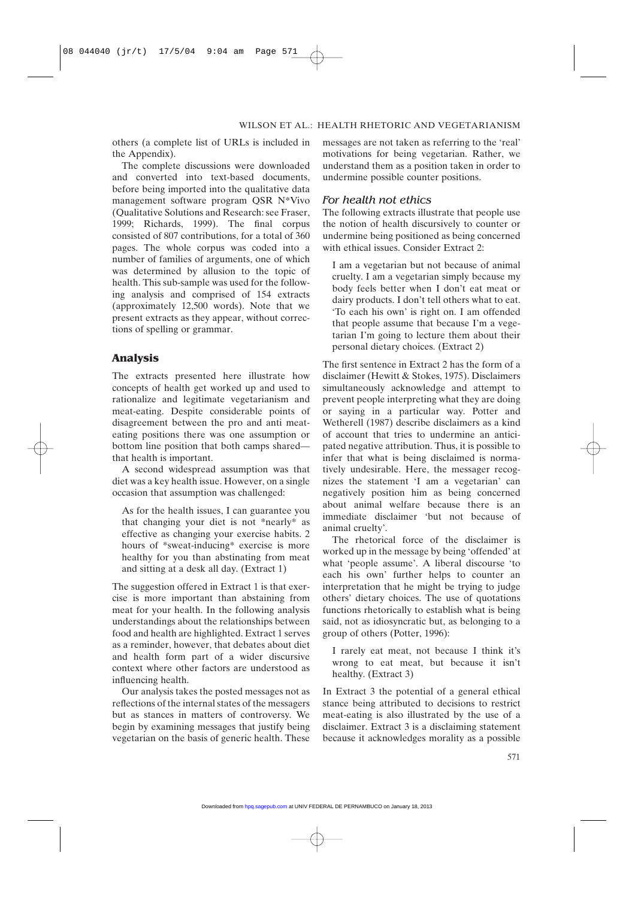others (a complete list of URLs is included in the Appendix).

The complete discussions were downloaded and converted into text-based documents, before being imported into the qualitative data management software program QSR N*Vivo (Qualitative Solutions and Research: see Fraser, 1999; Richards, 1999). The final corpus consisted of 807 contributions, for a total of 360 pages. The whole corpus was coded into a number of families of arguments, one of which was determined by allusion to the topic of health. This sub-sample was used for the following analysis and comprised of 154 extracts (approximately 12,500 words). Note that we present extracts as they appear, without corrections of spelling or grammar.

## Analysis

The extracts presented here illustrate how concepts of health get worked up and used to rationalize and legitimate vegetarianism and meat-eating. Despite considerable points of disagreement between the pro and anti meat-eating positions there was one assumption or bottom line position that both camps shared—that health is important.

A second widespread assumption was that diet was a key health issue. However, on a single occasion that assumption was challenged:

> As for the health issues, I can guarantee you that changing your diet is not *nearly* as effective as changing your exercise habits. 2 hours of *sweat-inducing* exercise is more healthy for you than abstinating from meat and sitting at a desk all day. (Extract 1)

The suggestion offered in Extract 1 is that exercise is more important than abstaining from meat for your health. In the following analysis understandings about the relationships between food and health are highlighted. Extract 1 serves as a reminder, however, that debates about diet and health form part of a wider discursive context where other factors are understood as influencing health.

Our analysis takes the posted messages not as reflections of the internal states of the messagers but as stances in matters of controversy. We begin by examining messages that justify being vegetarian on the basis of generic health. These messages are not taken as referring to the 'real' motivations for being vegetarian. Rather, we understand them as a position taken in order to undermine possible counter positions.

### *For health not ethics*

The following extracts illustrate that people use the notion of health discursively to counter or undermine being positioned as being concerned with ethical issues. Consider Extract 2:

> I am a vegetarian but not because of animal cruelty. I am a vegetarian simply because my body feels better when I don't eat meat or dairy products. I don't tell others what to eat. 'To each his own' is right on. I am offended that people assume that because I'm a vegetarian I'm going to lecture them about their personal dietary choices. (Extract 2)

The first sentence in Extract 2 has the form of a disclaimer (Hewitt & Stokes, 1975). Disclaimers simultaneously acknowledge and attempt to prevent people interpreting what they are doing or saying in a particular way. Potter and Wetherell (1987) describe disclaimers as a kind of account that tries to undermine an anticipated negative attribution. Thus, it is possible to infer that what is being disclaimed is normatively undesirable. Here, the messager recognizes the statement 'I am a vegetarian' can negatively position him as being concerned about animal welfare because there is an immediate disclaimer 'but not because of animal cruelty'.

The rhetorical force of the disclaimer is worked up in the message by being 'offended' at what 'people assume'. A liberal discourse 'to each his own' further helps to counter an interpretation that he might be trying to judge others' dietary choices. The use of quotations functions rhetorically to establish what is being said, not as idiosyncratic but, as belonging to a group of others (Potter, 1996):

> I rarely eat meat, not because I think it's wrong to eat meat, but because it isn't healthy. (Extract 3)

In Extract 3 the potential of a general ethical stance being attributed to decisions to restrict meat-eating is also illustrated by the use of a disclaimer. Extract 3 is a disclaiming statement because it acknowledges morality as a possible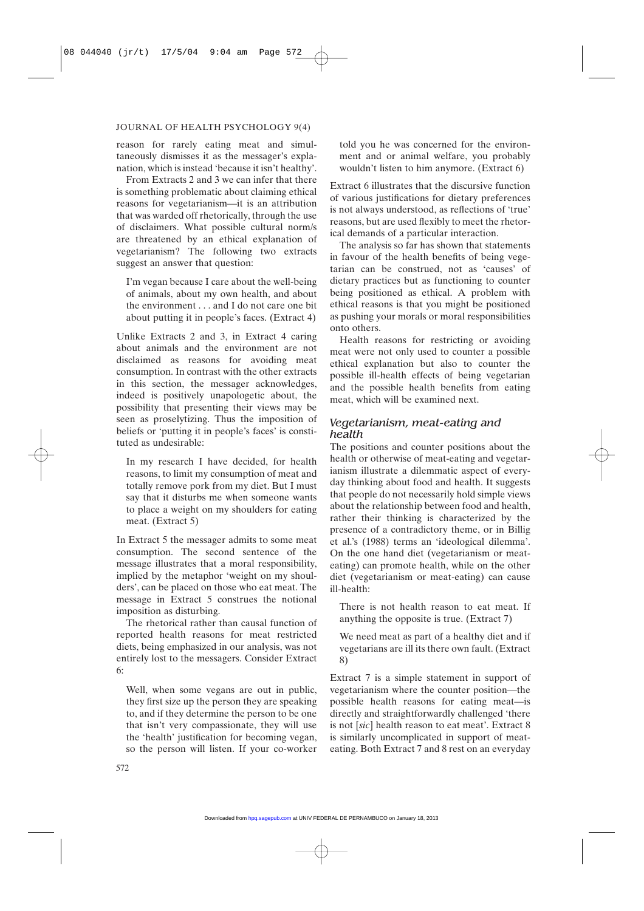reason for rarely eating meat and simultaneously dismisses it as the messager's explanation, which is instead 'because it isn't healthy'.

From Extracts 2 and 3 we can infer that there is something problematic about claiming ethical reasons for vegetarianism—it is an attribution that was warded off rhetorically, through the use of disclaimers. What possible cultural norm/s are threatened by an ethical explanation of vegetarianism? The following two extracts suggest an answer that question:

> I'm vegan because I care about the well-being of animals, about my own health, and about the environment . . . and I do not care one bit about putting it in people's faces. (Extract 4)

Unlike Extracts 2 and 3, in Extract 4 caring about animals and the environment are not disclaimed as reasons for avoiding meat consumption. In contrast with the other extracts in this section, the messager acknowledges, indeed is positively unapologetic about, the possibility that presenting their views may be seen as proselytizing. Thus the imposition of beliefs or 'putting it in people's faces' is constituted as undesirable:

> In my research I have decided, for health reasons, to limit my consumption of meat and totally remove pork from my diet. But I must say that it disturbs me when someone wants to place a weight on my shoulders for eating meat. (Extract 5)

In Extract 5 the messager admits to some meat consumption. The second sentence of the message illustrates that a moral responsibility, implied by the metaphor 'weight on my shoulders', can be placed on those who eat meat. The message in Extract 5 construes the notional imposition as disturbing.

The rhetorical rather than causal function of reported health reasons for meat restricted diets, being emphasized in our analysis, was not entirely lost to the messagers. Consider Extract 6:

> Well, when some vegans are out in public, they first size up the person they are speaking to, and if they determine the person to be one that isn't very compassionate, they will use the 'health' justification for becoming vegan, so the person will listen. If your co-worker told you he was concerned for the environment and or animal welfare, you probably wouldn't listen to him anymore. (Extract 6)

Extract 6 illustrates that the discursive function of various justifications for dietary preferences is not always understood, as reflections of 'true' reasons, but are used flexibly to meet the rhetorical demands of a particular interaction.

The analysis so far has shown that statements in favour of the health benefits of being vegetarian can be construed, not as 'causes' of dietary practices but as functioning to counter being positioned as ethical. A problem with ethical reasons is that you might be positioned as pushing your morals or moral responsibilities onto others.

Health reasons for restricting or avoiding meat were not only used to counter a possible ethical explanation but also to counter the possible ill-health effects of being vegetarian and the possible health benefits from eating meat, which will be examined next.

### *Vegetarianism, meat-eating and health*

The positions and counter positions about the health or otherwise of meat-eating and vegetarianism illustrate a dilemmatic aspect of everyday thinking about food and health. It suggests that people do not necessarily hold simple views about the relationship between food and health, rather their thinking is characterized by the presence of a contradictory theme, or in Billig et al.'s (1988) terms an 'ideological dilemma'. On the one hand diet (vegetarianism or meat-eating) can promote health, while on the other diet (vegetarianism or meat-eating) can cause ill-health:

> There is not health reason to eat meat. If anything the opposite is true. (Extract 7)

> We need meat as part of a healthy diet and if vegetarians are ill its there own fault. (Extract 8)

Extract 7 is a simple statement in support of vegetarianism where the counter position—the possible health reasons for eating meat—is directly and straightforwardly challenged 'there is not [*sic*] health reason to eat meat'. Extract 8 is similarly uncomplicated in support of meat-eating. Both Extract 7 and 8 rest on an everyday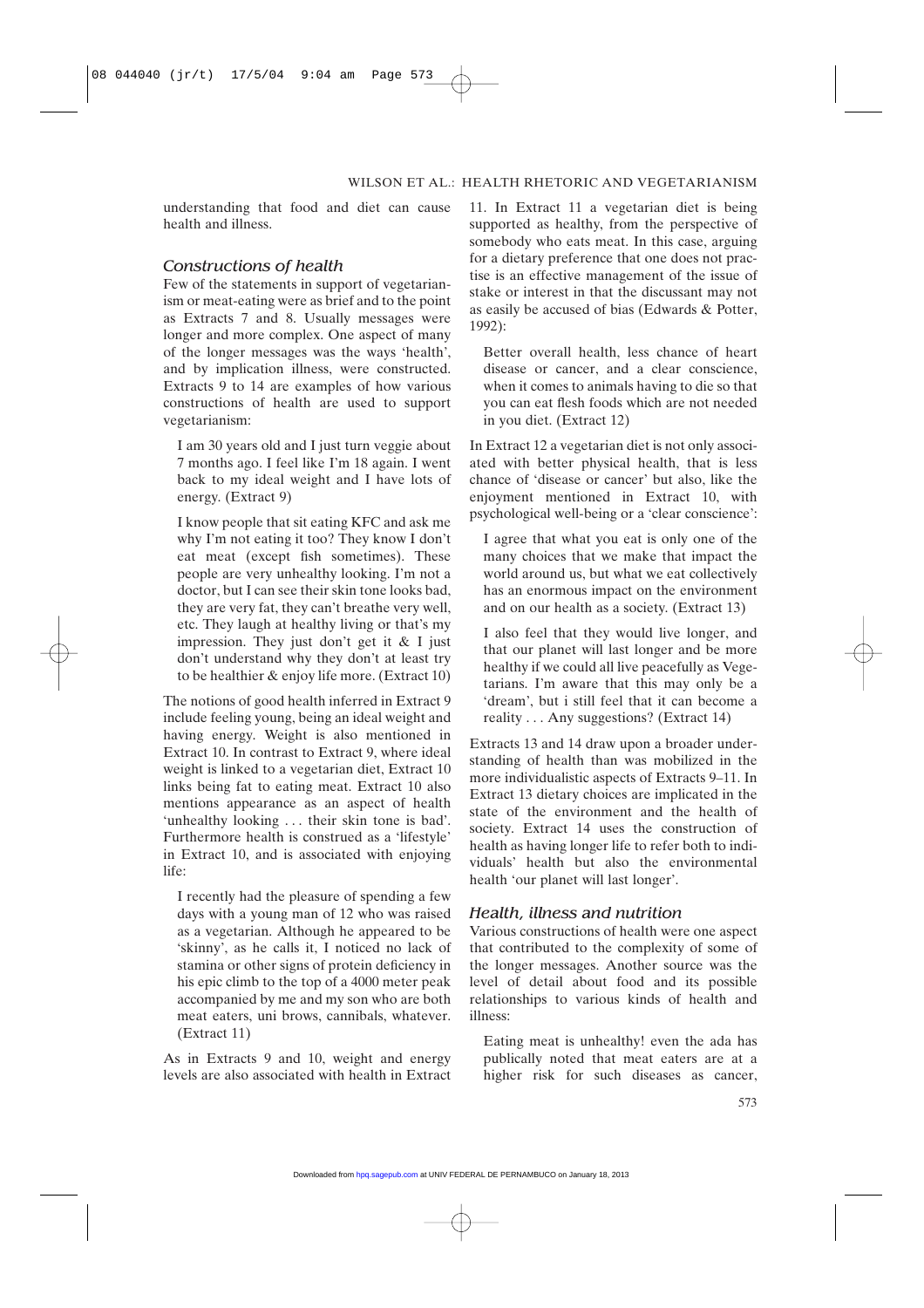understanding that food and diet can cause health and illness.

## *Constructions of health*

Few of the statements in support of vegetarianism or meat-eating were as brief and to the point as Extracts 7 and 8. Usually messages were longer and more complex. One aspect of many of the longer messages was the ways 'health', and by implication illness, were constructed. Extracts 9 to 14 are examples of how various constructions of health are used to support vegetarianism:

> I am 30 years old and I just turn veggie about 7 months ago. I feel like I'm 18 again. I went back to my ideal weight and I have lots of energy. (Extract 9)

> I know people that sit eating KFC and ask me why I'm not eating it too? They know I don't eat meat (except fish sometimes). These people are very unhealthy looking. I'm not a doctor, but I can see their skin tone looks bad, they are very fat, they can't breathe very well, etc. They laugh at healthy living or that's my impression. They just don't get it & I just don't understand why they don't at least try to be healthier & enjoy life more. (Extract 10)

The notions of good health inferred in Extract 9 include feeling young, being an ideal weight and having energy. Weight is also mentioned in Extract 10. In contrast to Extract 9, where ideal weight is linked to a vegetarian diet, Extract 10 links being fat to eating meat. Extract 10 also mentions appearance as an aspect of health 'unhealthy looking . . . their skin tone is bad'. Furthermore health is construed as a 'lifestyle' in Extract 10, and is associated with enjoying life:

> I recently had the pleasure of spending a few days with a young man of 12 who was raised as a vegetarian. Although he appeared to be 'skinny', as he calls it, I noticed no lack of stamina or other signs of protein deficiency in his epic climb to the top of a 4000 meter peak accompanied by me and my son who are both meat eaters, uni brows, cannibals, whatever. (Extract 11)

As in Extracts 9 and 10, weight and energy levels are also associated with health in Extract 11. In Extract 11 a vegetarian diet is being supported as healthy, from the perspective of somebody who eats meat. In this case, arguing for a dietary preference that one does not practise is an effective management of the issue of stake or interest in that the discussant may not as easily be accused of bias (Edwards & Potter, 1992):

> Better overall health, less chance of heart disease or cancer, and a clear conscience, when it comes to animals having to die so that you can eat flesh foods which are not needed in you diet. (Extract 12)

In Extract 12 a vegetarian diet is not only associated with better physical health, that is less chance of 'disease or cancer' but also, like the enjoyment mentioned in Extract 10, with psychological well-being or a 'clear conscience':

> I agree that what you eat is only one of the many choices that we make that impact the world around us, but what we eat collectively has an enormous impact on the environment and on our health as a society. (Extract 13)

> I also feel that they would live longer, and that our planet will last longer and be more healthy if we could all live peacefully as Vegetarians. I'm aware that this may only be a 'dream', but i still feel that it can become a reality . . . Any suggestions? (Extract 14)

Extracts 13 and 14 draw upon a broader understanding of health than was mobilized in the more individualistic aspects of Extracts 9–11. In Extract 13 dietary choices are implicated in the state of the environment and the health of society. Extract 14 uses the construction of health as having longer life to refer both to individuals' health but also the environmental health 'our planet will last longer'.

## *Health, illness and nutrition*

Various constructions of health were one aspect that contributed to the complexity of some of the longer messages. Another source was the level of detail about food and its possible relationships to various kinds of health and illness:

> Eating meat is unhealthy! even the ada has publically noted that meat eaters are at a higher risk for such diseases as cancer,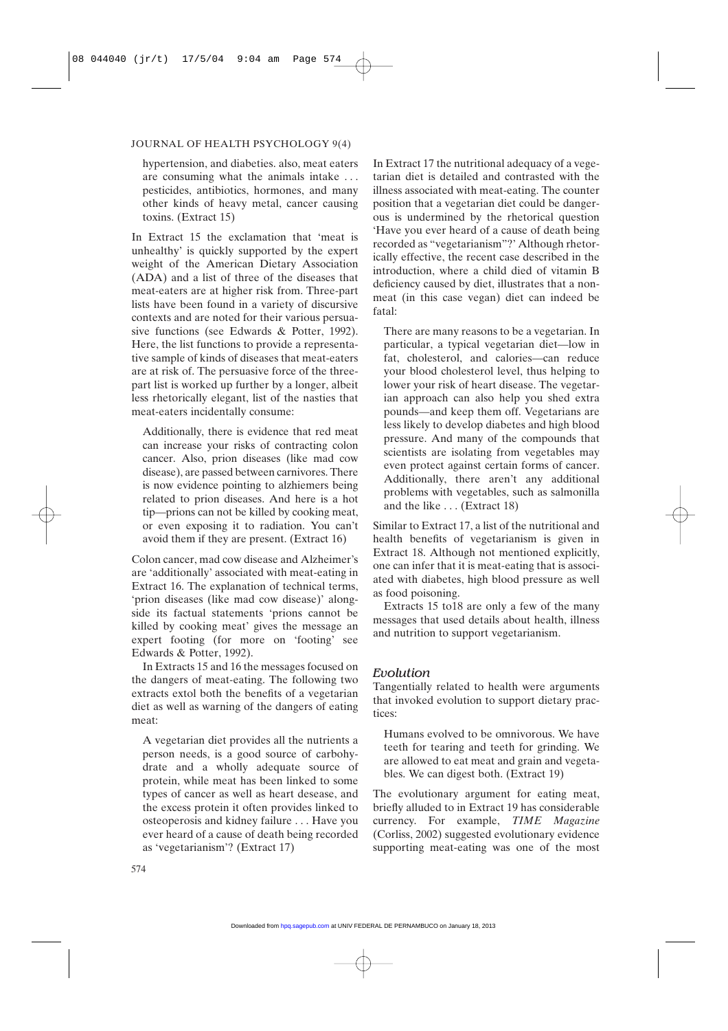hypertension, and diabeties. also, meat eaters are consuming what the animals intake . . . pesticides, antibiotics, hormones, and many other kinds of heavy metal, cancer causing toxins. (Extract 15)

In Extract 15 the exclamation that 'meat is unhealthy' is quickly supported by the expert weight of the American Dietary Association (ADA) and a list of three of the diseases that meat-eaters are at higher risk from. Three-part lists have been found in a variety of discursive contexts and are noted for their various persuasive functions (see Edwards & Potter, 1992). Here, the list functions to provide a representative sample of kinds of diseases that meat-eaters are at risk of. The persuasive force of the three-part list is worked up further by a longer, albeit less rhetorically elegant, list of the nasties that meat-eaters incidentally consume:

> Additionally, there is evidence that red meat can increase your risks of contracting colon cancer. Also, prion diseases (like mad cow disease), are passed between carnivores. There is now evidence pointing to alzhiemers being related to prion diseases. And here is a hot tip—prions can not be killed by cooking meat, or even exposing it to radiation. You can't avoid them if they are present. (Extract 16)

Colon cancer, mad cow disease and Alzheimer's are 'additionally' associated with meat-eating in Extract 16. The explanation of technical terms, 'prion diseases (like mad cow disease)' alongside its factual statements 'prions cannot be killed by cooking meat' gives the message an expert footing (for more on 'footing' see Edwards & Potter, 1992).

In Extracts 15 and 16 the messages focused on the dangers of meat-eating. The following two extracts extol both the benefits of a vegetarian diet as well as warning of the dangers of eating meat:

> A vegetarian diet provides all the nutrients a person needs, is a good source of carbohydrate and a wholly adequate source of protein, while meat has been linked to some types of cancer as well as heart desease, and the excess protein it often provides linked to osteoperosis and kidney failure . . . Have you ever heard of a cause of death being recorded as 'vegetarianism'? (Extract 17)

In Extract 17 the nutritional adequacy of a vegetarian diet is detailed and contrasted with the illness associated with meat-eating. The counter position that a vegetarian diet could be dangerous is undermined by the rhetorical question 'Have you ever heard of a cause of death being recorded as "vegetarianism"?' Although rhetorically effective, the recent case described in the introduction, where a child died of vitamin B deficiency caused by diet, illustrates that a non-meat (in this case vegan) diet can indeed be fatal:

> There are many reasons to be a vegetarian. In particular, a typical vegetarian diet—low in fat, cholesterol, and calories—can reduce your blood cholesterol level, thus helping to lower your risk of heart disease. The vegetarian approach can also help you shed extra pounds—and keep them off. Vegetarians are less likely to develop diabetes and high blood pressure. And many of the compounds that scientists are isolating from vegetables may even protect against certain forms of cancer. Additionally, there aren't any additional problems with vegetables, such as salmonilla and the like . . . (Extract 18)

Similar to Extract 17, a list of the nutritional and health benefits of vegetarianism is given in Extract 18. Although not mentioned explicitly, one can infer that it is meat-eating that is associated with diabetes, high blood pressure as well as food poisoning.

Extracts 15 to18 are only a few of the many messages that used details about health, illness and nutrition to support vegetarianism.

### *Evolution*

Tangentially related to health were arguments that invoked evolution to support dietary practices:

> Humans evolved to be omnivorous. We have teeth for tearing and teeth for grinding. We are allowed to eat meat and grain and vegetables. We can digest both. (Extract 19)

The evolutionary argument for eating meat, briefly alluded to in Extract 19 has considerable currency. For example, *TIME Magazine* (Corliss, 2002) suggested evolutionary evidence supporting meat-eating was one of the most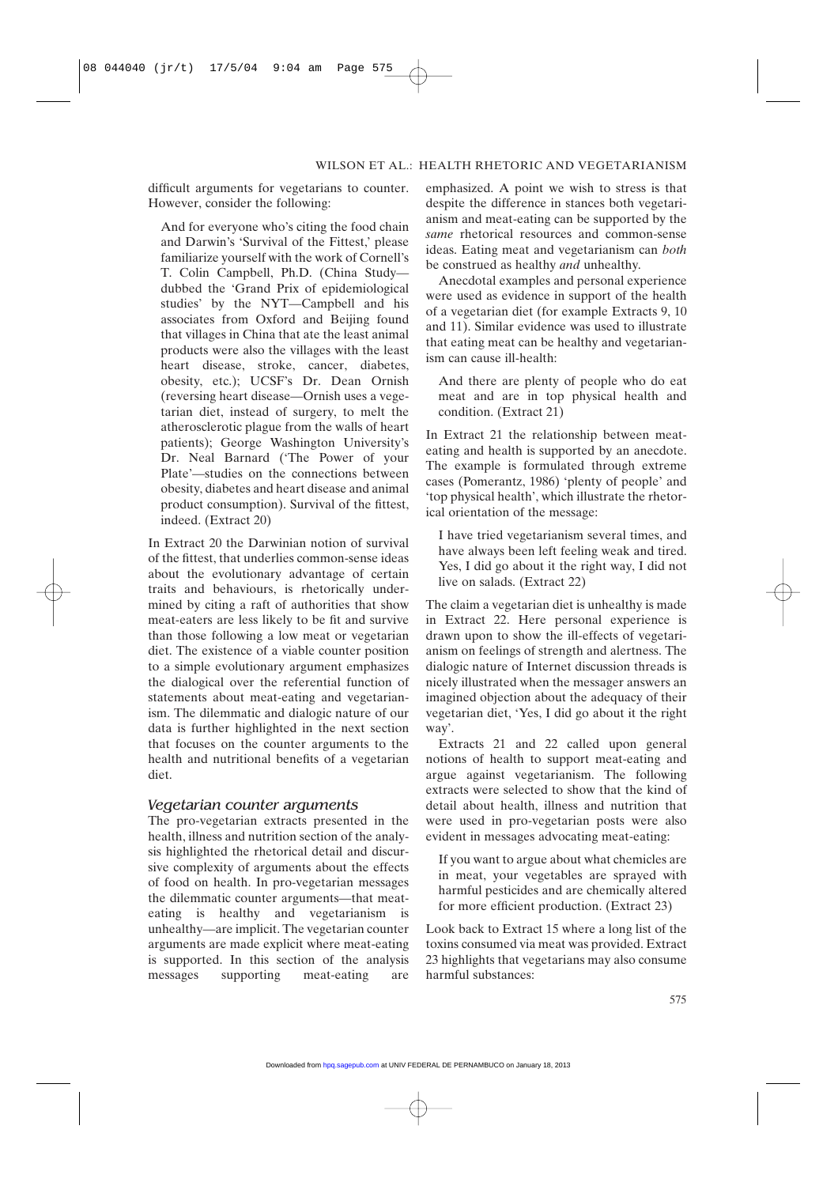difficult arguments for vegetarians to counter. However, consider the following:

> And for everyone who's citing the food chain and Darwin's 'Survival of the Fittest,' please familiarize yourself with the work of Cornell's T. Colin Campbell, Ph.D. (China Study—dubbed the 'Grand Prix of epidemiological studies' by the NYT—Campbell and his associates from Oxford and Beijing found that villages in China that ate the least animal products were also the villages with the least heart disease, stroke, cancer, diabetes, obesity, etc.); UCSF's Dr. Dean Ornish (reversing heart disease—Ornish uses a vegetarian diet, instead of surgery, to melt the atherosclerotic plague from the walls of heart patients); George Washington University's Dr. Neal Barnard ('The Power of your Plate'—studies on the connections between obesity, diabetes and heart disease and animal product consumption). Survival of the fittest, indeed. (Extract 20)

In Extract 20 the Darwinian notion of survival of the fittest, that underlies common-sense ideas about the evolutionary advantage of certain traits and behaviours, is rhetorically undermined by citing a raft of authorities that show meat-eaters are less likely to be fit and survive than those following a low meat or vegetarian diet. The existence of a viable counter position to a simple evolutionary argument emphasizes the dialogical over the referential function of statements about meat-eating and vegetarianism. The dilemmatic and dialogic nature of our data is further highlighted in the next section that focuses on the counter arguments to the health and nutritional benefits of a vegetarian diet.

## *Vegetarian counter arguments*

The pro-vegetarian extracts presented in the health, illness and nutrition section of the analysis highlighted the rhetorical detail and discursive complexity of arguments about the effects of food on health. In pro-vegetarian messages the dilemmatic counter arguments—that meat-eating is healthy and vegetarianism is unhealthy—are implicit. The vegetarian counter arguments are made explicit where meat-eating is supported. In this section of the analysis messages supporting meat-eating are emphasized. A point we wish to stress is that despite the difference in stances both vegetarianism and meat-eating can be supported by the *same* rhetorical resources and common-sense ideas. Eating meat and vegetarianism can *both* be construed as healthy *and* unhealthy.

Anecdotal examples and personal experience were used as evidence in support of the health of a vegetarian diet (for example Extracts 9, 10 and 11). Similar evidence was used to illustrate that eating meat can be healthy and vegetarianism can cause ill-health:

> And there are plenty of people who do eat meat and are in top physical health and condition. (Extract 21)

In Extract 21 the relationship between meat-eating and health is supported by an anecdote. The example is formulated through extreme cases (Pomerantz, 1986) 'plenty of people' and 'top physical health', which illustrate the rhetorical orientation of the message:

> I have tried vegetarianism several times, and have always been left feeling weak and tired. Yes, I did go about it the right way, I did not live on salads. (Extract 22)

The claim a vegetarian diet is unhealthy is made in Extract 22. Here personal experience is drawn upon to show the ill-effects of vegetarianism on feelings of strength and alertness. The dialogic nature of Internet discussion threads is nicely illustrated when the messager answers an imagined objection about the adequacy of their vegetarian diet, 'Yes, I did go about it the right way'.

Extracts 21 and 22 called upon general notions of health to support meat-eating and argue against vegetarianism. The following extracts were selected to show that the kind of detail about health, illness and nutrition that were used in pro-vegetarian posts were also evident in messages advocating meat-eating:

> If you want to argue about what chemicles are in meat, your vegetables are sprayed with harmful pesticides and are chemically altered for more efficient production. (Extract 23)

Look back to Extract 15 where a long list of the toxins consumed via meat was provided. Extract 23 highlights that vegetarians may also consume harmful substances: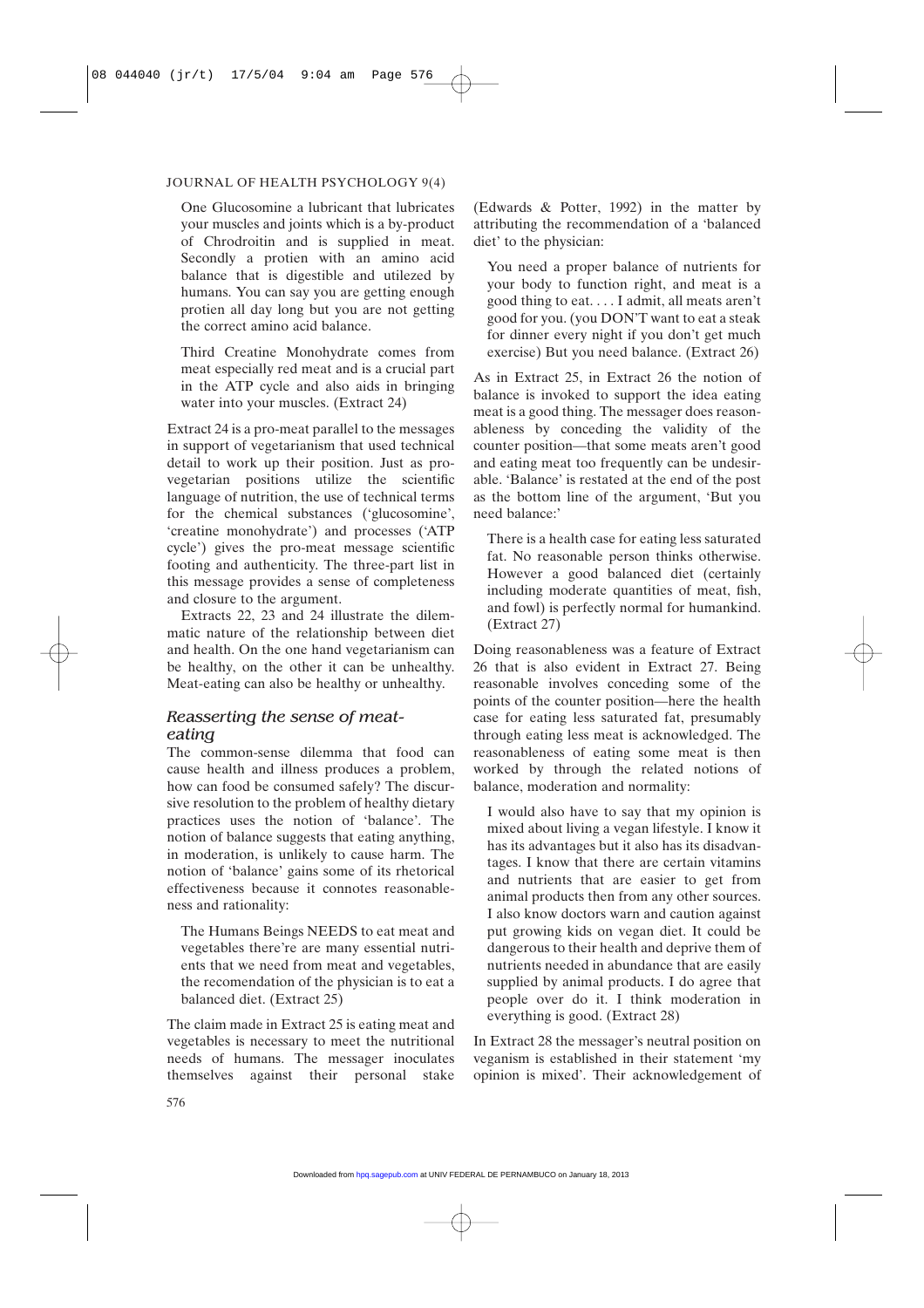> One Glucosomine a lubricant that lubricates your muscles and joints which is a by-product of Chrodroitin and is supplied in meat. Secondly a protien with an amino acid balance that is digestible and utilezed by humans. You can say you are getting enough protien all day long but you are not getting the correct amino acid balance.
>
> Third Creatine Monohydrate comes from meat especially red meat and is a crucial part in the ATP cycle and also aids in bringing water into your muscles. (Extract 24)

Extract 24 is a pro-meat parallel to the messages in support of vegetarianism that used technical detail to work up their position. Just as pro-vegetarian positions utilize the scientific language of nutrition, the use of technical terms for the chemical substances ('glucosomine', 'creatine monohydrate') and processes ('ATP cycle') gives the pro-meat message scientific footing and authenticity. The three-part list in this message provides a sense of completeness and closure to the argument.

Extracts 22, 23 and 24 illustrate the dilemmatic nature of the relationship between diet and health. On the one hand vegetarianism can be healthy, on the other it can be unhealthy. Meat-eating can also be healthy or unhealthy.

## *Reasserting the sense of meat-eating*

The common-sense dilemma that food can cause health and illness produces a problem, how can food be consumed safely? The discursive resolution to the problem of healthy dietary practices uses the notion of 'balance'. The notion of balance suggests that eating anything, in moderation, is unlikely to cause harm. The notion of 'balance' gains some of its rhetorical effectiveness because it connotes reasonableness and rationality:

> The Humans Beings NEEDS to eat meat and vegetables there're are many essential nutrients that we need from meat and vegetables, the recomendation of the physician is to eat a balanced diet. (Extract 25)

The claim made in Extract 25 is eating meat and vegetables is necessary to meet the nutritional needs of humans. The messager inoculates themselves against their personal stake (Edwards & Potter, 1992) in the matter by attributing the recommendation of a 'balanced diet' to the physician:

> You need a proper balance of nutrients for your body to function right, and meat is a good thing to eat. . . . I admit, all meats aren't good for you. (you DON'T want to eat a steak for dinner every night if you don't get much exercise) But you need balance. (Extract 26)

As in Extract 25, in Extract 26 the notion of balance is invoked to support the idea eating meat is a good thing. The messager does reasonableness by conceding the validity of the counter position—that some meats aren't good and eating meat too frequently can be undesirable. 'Balance' is restated at the end of the post as the bottom line of the argument, 'But you need balance:'

> There is a health case for eating less saturated fat. No reasonable person thinks otherwise. However a good balanced diet (certainly including moderate quantities of meat, fish, and fowl) is perfectly normal for humankind. (Extract 27)

Doing reasonableness was a feature of Extract 26 that is also evident in Extract 27. Being reasonable involves conceding some of the points of the counter position—here the health case for eating less saturated fat, presumably through eating less meat is acknowledged. The reasonableness of eating some meat is then worked by through the related notions of balance, moderation and normality:

> I would also have to say that my opinion is mixed about living a vegan lifestyle. I know it has its advantages but it also has its disadvantages. I know that there are certain vitamins and nutrients that are easier to get from animal products then from any other sources. I also know doctors warn and caution against put growing kids on vegan diet. It could be dangerous to their health and deprive them of nutrients needed in abundance that are easily supplied by animal products. I do agree that people over do it. I think moderation in everything is good. (Extract 28)

In Extract 28 the messager's neutral position on veganism is established in their statement 'my opinion is mixed'. Their acknowledgement of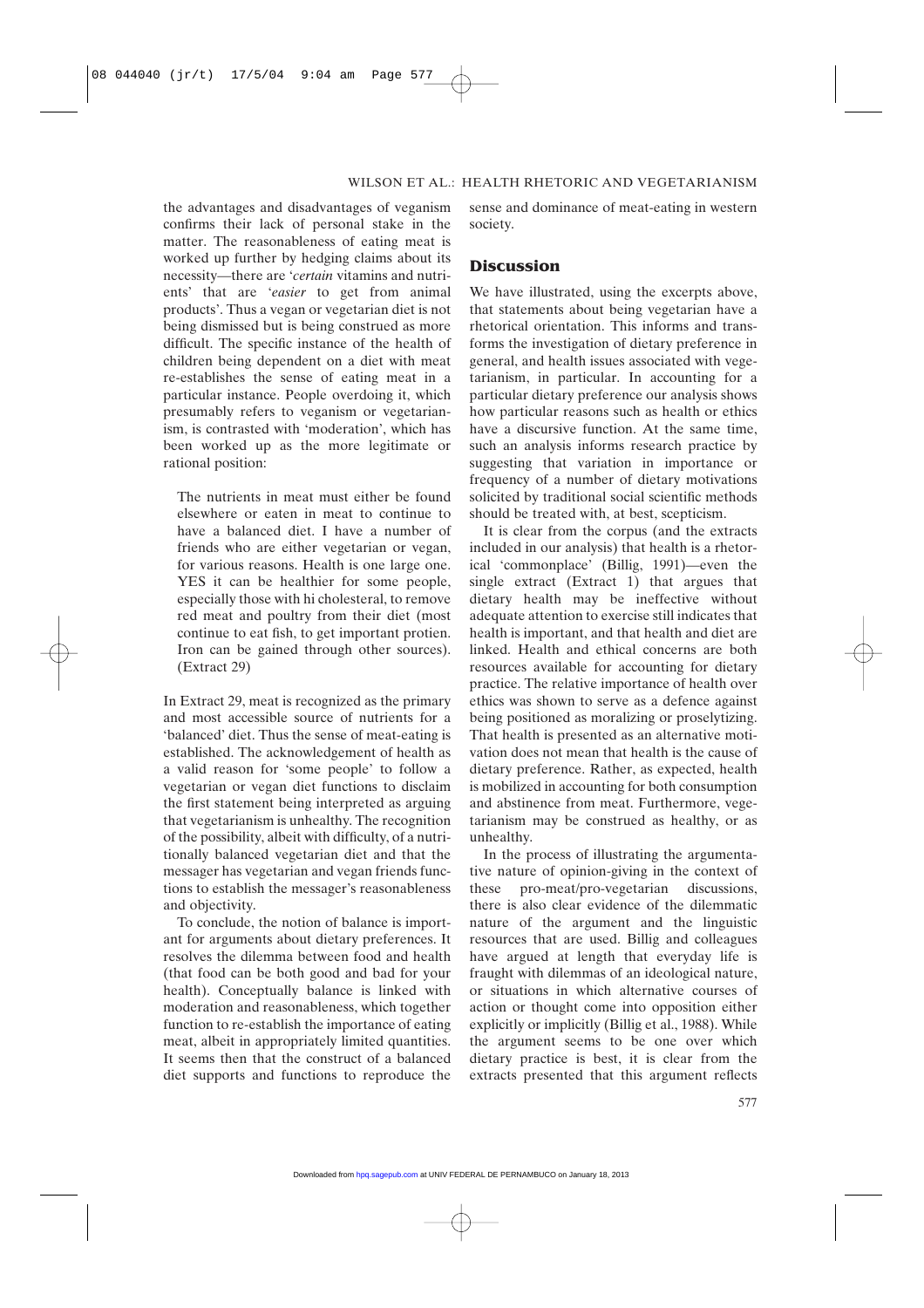the advantages and disadvantages of veganism confirms their lack of personal stake in the matter. The reasonableness of eating meat is worked up further by hedging claims about its necessity—there are '*certain* vitamins and nutrients' that are '*easier* to get from animal products'. Thus a vegan or vegetarian diet is not being dismissed but is being construed as more difficult. The specific instance of the health of children being dependent on a diet with meat re-establishes the sense of eating meat in a particular instance. People overdoing it, which presumably refers to veganism or vegetarianism, is contrasted with 'moderation', which has been worked up as the more legitimate or rational position:

> The nutrients in meat must either be found elsewhere or eaten in meat to continue to have a balanced diet. I have a number of friends who are either vegetarian or vegan, for various reasons. Health is one large one. YES it can be healthier for some people, especially those with hi cholesterol, to remove red meat and poultry from their diet (most continue to eat fish, to get important protien. Iron can be gained through other sources). (Extract 29)

In Extract 29, meat is recognized as the primary and most accessible source of nutrients for a 'balanced' diet. Thus the sense of meat-eating is established. The acknowledgement of health as a valid reason for 'some people' to follow a vegetarian or vegan diet functions to disclaim the first statement being interpreted as arguing that vegetarianism is unhealthy. The recognition of the possibility, albeit with difficulty, of a nutritionally balanced vegetarian diet and that the messager has vegetarian and vegan friends functions to establish the messager's reasonableness and objectivity.

To conclude, the notion of balance is important for arguments about dietary preferences. It resolves the dilemma between food and health (that food can be both good and bad for your health). Conceptually balance is linked with moderation and reasonableness, which together function to re-establish the importance of eating meat, albeit in appropriately limited quantities. It seems then that the construct of a balanced diet supports and functions to reproduce the sense and dominance of meat-eating in western society.

## Discussion

We have illustrated, using the excerpts above, that statements about being vegetarian have a rhetorical orientation. This informs and transforms the investigation of dietary preference in general, and health issues associated with vegetarianism, in particular. In accounting for a particular dietary preference our analysis shows how particular reasons such as health or ethics have a discursive function. At the same time, such an analysis informs research practice by suggesting that variation in importance or frequency of a number of dietary motivations solicited by traditional social scientific methods should be treated with, at best, scepticism.

It is clear from the corpus (and the extracts included in our analysis) that health is a rhetorical 'commonplace' (Billig, 1991)—even the single extract (Extract 1) that argues that dietary health may be ineffective without adequate attention to exercise still indicates that health is important, and that health and diet are linked. Health and ethical concerns are both resources available for accounting for dietary practice. The relative importance of health over ethics was shown to serve as a defence against being positioned as moralizing or proselytizing. That health is presented as an alternative motivation does not mean that health is the cause of dietary preference. Rather, as expected, health is mobilized in accounting for both consumption and abstinence from meat. Furthermore, vegetarianism may be construed as healthy, or as unhealthy.

In the process of illustrating the argumentative nature of opinion-giving in the context of these pro-meat/pro-vegetarian discussions, there is also clear evidence of the dilemmatic nature of the argument and the linguistic resources that are used. Billig and colleagues have argued at length that everyday life is fraught with dilemmas of an ideological nature, or situations in which alternative courses of action or thought come into opposition either explicitly or implicitly (Billig et al., 1988). While the argument seems to be one over which dietary practice is best, it is clear from the extracts presented that this argument reflects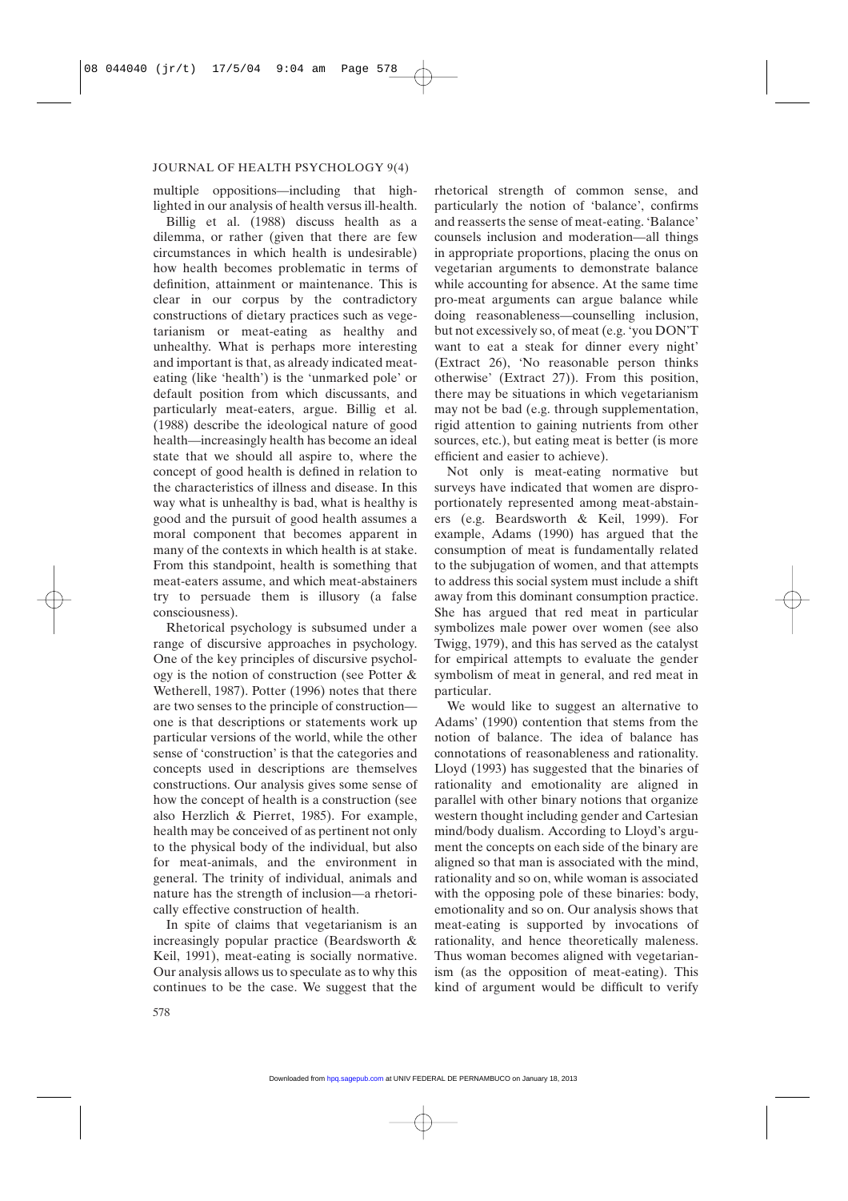multiple oppositions—including that highlighted in our analysis of health versus ill-health.

Billig et al. (1988) discuss health as a dilemma, or rather (given that there are few circumstances in which health is undesirable) how health becomes problematic in terms of definition, attainment or maintenance. This is clear in our corpus by the contradictory constructions of dietary practices such as vegetarianism or meat-eating as healthy and unhealthy. What is perhaps more interesting and important is that, as already indicated meat-eating (like 'health') is the 'unmarked pole' or default position from which discussants, and particularly meat-eaters, argue. Billig et al. (1988) describe the ideological nature of good health—increasingly health has become an ideal state that we should all aspire to, where the concept of good health is defined in relation to the characteristics of illness and disease. In this way what is unhealthy is bad, what is healthy is good and the pursuit of good health assumes a moral component that becomes apparent in many of the contexts in which health is at stake. From this standpoint, health is something that meat-eaters assume, and which meat-abstainers try to persuade them is illusory (a false consciousness).

Rhetorical psychology is subsumed under a range of discursive approaches in psychology. One of the key principles of discursive psychology is the notion of construction (see Potter & Wetherell, 1987). Potter (1996) notes that there are two senses to the principle of construction—one is that descriptions or statements work up particular versions of the world, while the other sense of 'construction' is that the categories and concepts used in descriptions are themselves constructions. Our analysis gives some sense of how the concept of health is a construction (see also Herzlich & Pierret, 1985). For example, health may be conceived of as pertinent not only to the physical body of the individual, but also for meat-animals, and the environment in general. The trinity of individual, animals and nature has the strength of inclusion—a rhetorically effective construction of health.

In spite of claims that vegetarianism is an increasingly popular practice (Beardsworth & Keil, 1991), meat-eating is socially normative. Our analysis allows us to speculate as to why this continues to be the case. We suggest that the rhetorical strength of common sense, and particularly the notion of 'balance', confirms and reasserts the sense of meat-eating. 'Balance' counsels inclusion and moderation—all things in appropriate proportions, placing the onus on vegetarian arguments to demonstrate balance while accounting for absence. At the same time pro-meat arguments can argue balance while doing reasonableness—counselling inclusion, but not excessively so, of meat (e.g. 'you DON'T want to eat a steak for dinner every night' (Extract 26), 'No reasonable person thinks otherwise' (Extract 27)). From this position, there may be situations in which vegetarianism may not be bad (e.g. through supplementation, rigid attention to gaining nutrients from other sources, etc.), but eating meat is better (is more efficient and easier to achieve).

Not only is meat-eating normative but surveys have indicated that women are disproportionately represented among meat-abstainers (e.g. Beardsworth & Keil, 1999). For example, Adams (1990) has argued that the consumption of meat is fundamentally related to the subjugation of women, and that attempts to address this social system must include a shift away from this dominant consumption practice. She has argued that red meat in particular symbolizes male power over women (see also Twigg, 1979), and this has served as the catalyst for empirical attempts to evaluate the gender symbolism of meat in general, and red meat in particular.

We would like to suggest an alternative to Adams' (1990) contention that stems from the notion of balance. The idea of balance has connotations of reasonableness and rationality. Lloyd (1993) has suggested that the binaries of rationality and emotionality are aligned in parallel with other binary notions that organize western thought including gender and Cartesian mind/body dualism. According to Lloyd's argument the concepts on each side of the binary are aligned so that man is associated with the mind, rationality and so on, while woman is associated with the opposing pole of these binaries: body, emotionality and so on. Our analysis shows that meat-eating is supported by invocations of rationality, and hence theoretically maleness. Thus woman becomes aligned with vegetarianism (as the opposition of meat-eating). This kind of argument would be difficult to verify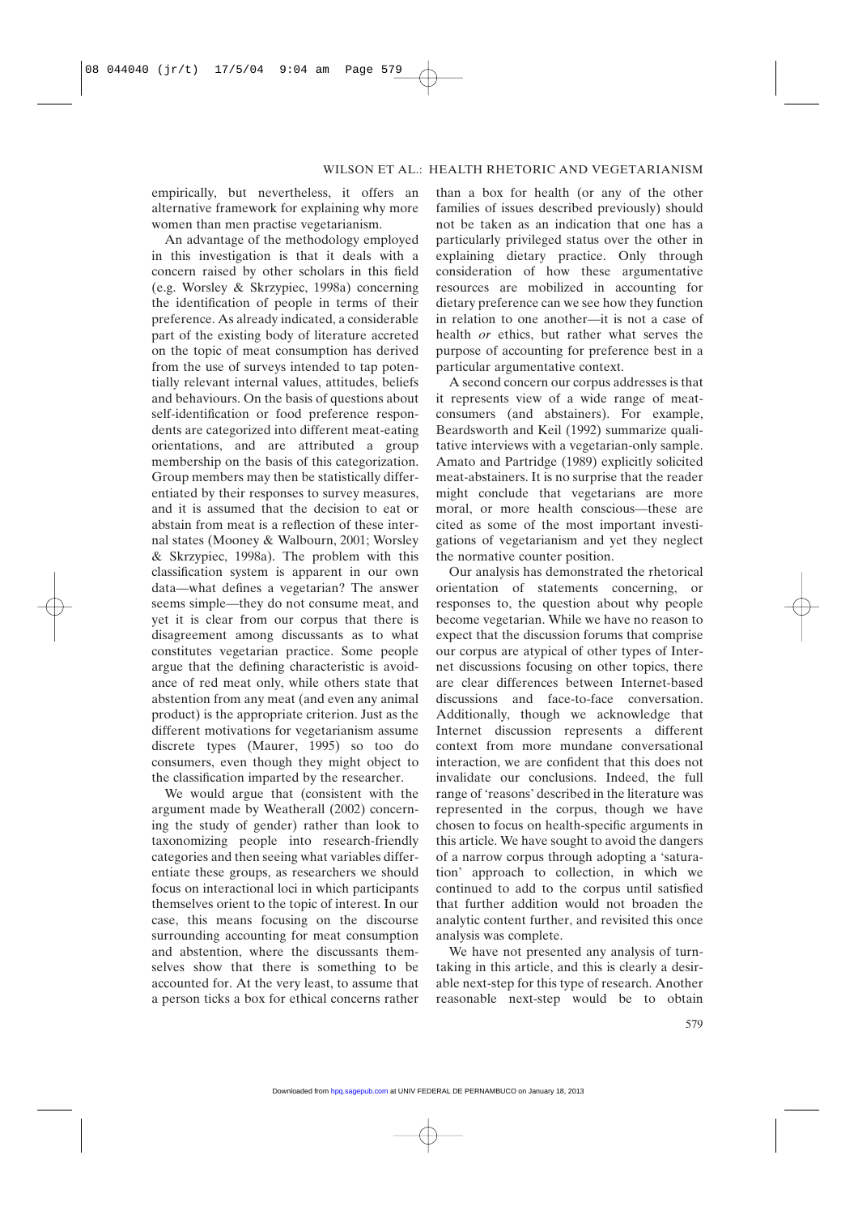empirically, but nevertheless, it offers an alternative framework for explaining why more women than men practise vegetarianism.

An advantage of the methodology employed in this investigation is that it deals with a concern raised by other scholars in this field (e.g. Worsley & Skrzypiec, 1998a) concerning the identification of people in terms of their preference. As already indicated, a considerable part of the existing body of literature accreted on the topic of meat consumption has derived from the use of surveys intended to tap potentially relevant internal values, attitudes, beliefs and behaviours. On the basis of questions about self-identification or food preference respondents are categorized into different meat-eating orientations, and are attributed a group membership on the basis of this categorization. Group members may then be statistically differentiated by their responses to survey measures, and it is assumed that the decision to eat or abstain from meat is a reflection of these internal states (Mooney & Walbourn, 2001; Worsley & Skrzypiec, 1998a). The problem with this classification system is apparent in our own data—what defines a vegetarian? The answer seems simple—they do not consume meat, and yet it is clear from our corpus that there is disagreement among discussants as to what constitutes vegetarian practice. Some people argue that the defining characteristic is avoidance of red meat only, while others state that abstention from any meat (and even any animal product) is the appropriate criterion. Just as the different motivations for vegetarianism assume discrete types (Maurer, 1995) so too do consumers, even though they might object to the classification imparted by the researcher.

We would argue that (consistent with the argument made by Weatherall (2002) concerning the study of gender) rather than look to taxonomizing people into research-friendly categories and then seeing what variables differentiate these groups, as researchers we should focus on interactional loci in which participants themselves orient to the topic of interest. In our case, this means focusing on the discourse surrounding accounting for meat consumption and abstention, where the discussants themselves show that there is something to be accounted for. At the very least, to assume that a person ticks a box for ethical concerns rather than a box for health (or any of the other families of issues described previously) should not be taken as an indication that one has a particularly privileged status over the other in explaining dietary practice. Only through consideration of how these argumentative resources are mobilized in accounting for dietary preference can we see how they function in relation to one another—it is not a case of health *or* ethics, but rather what serves the purpose of accounting for preference best in a particular argumentative context.

A second concern our corpus addresses is that it represents view of a wide range of meat-consumers (and abstainers). For example, Beardsworth and Keil (1992) summarize qualitative interviews with a vegetarian-only sample. Amato and Partridge (1989) explicitly solicited meat-abstainers. It is no surprise that the reader might conclude that vegetarians are more moral, or more health conscious—these are cited as some of the most important investigations of vegetarianism and yet they neglect the normative counter position.

Our analysis has demonstrated the rhetorical orientation of statements concerning, or responses to, the question about why people become vegetarian. While we have no reason to expect that the discussion forums that comprise our corpus are atypical of other types of Internet discussions focusing on other topics, there are clear differences between Internet-based discussions and face-to-face conversation. Additionally, though we acknowledge that Internet discussion represents a different context from more mundane conversational interaction, we are confident that this does not invalidate our conclusions. Indeed, the full range of 'reasons' described in the literature was represented in the corpus, though we have chosen to focus on health-specific arguments in this article. We have sought to avoid the dangers of a narrow corpus through adopting a 'saturation' approach to collection, in which we continued to add to the corpus until satisfied that further addition would not broaden the analytic content further, and revisited this once analysis was complete.

We have not presented any analysis of turn-taking in this article, and this is clearly a desirable next-step for this type of research. Another reasonable next-step would be to obtain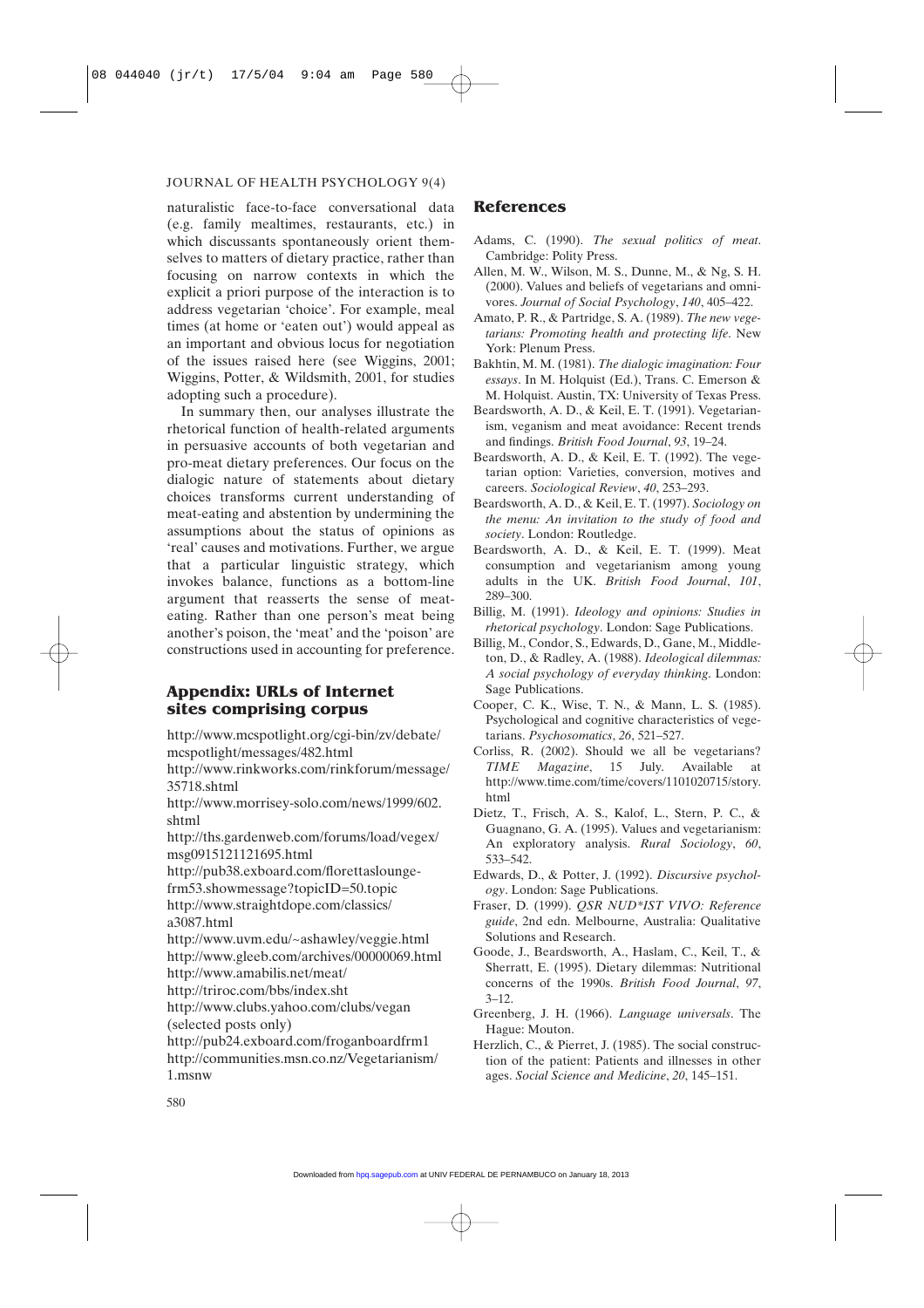naturalistic face-to-face conversational data (e.g. family mealtimes, restaurants, etc.) in which discussants spontaneously orient themselves to matters of dietary practice, rather than focusing on narrow contexts in which the explicit a priori purpose of the interaction is to address vegetarian 'choice'. For example, meal times (at home or 'eaten out') would appeal as an important and obvious locus for negotiation of the issues raised here (see Wiggins, 2001; Wiggins, Potter, & Wildsmith, 2001, for studies adopting such a procedure).

In summary then, our analyses illustrate the rhetorical function of health-related arguments in persuasive accounts of both vegetarian and pro-meat dietary preferences. Our focus on the dialogic nature of statements about dietary choices transforms current understanding of meat-eating and abstention by undermining the assumptions about the status of opinions as 'real' causes and motivations. Further, we argue that a particular linguistic strategy, which invokes balance, functions as a bottom-line argument that reasserts the sense of meat-eating. Rather than one person's meat being another's poison, the 'meat' and the 'poison' are constructions used in accounting for preference.

## Appendix: URLs of Internet sites comprising corpus

http://www.mcspotlight.org/cgi-bin/zv/debate/mcspotlight/messages/482.html
http://www.rinkworks.com/rinkforum/message/35718.shtml
http://www.morrisey-solo.com/news/1999/602.shtml
http://ths.gardenweb.com/forums/load/vegex/msg0915121121695.html
http://pub38.exboard.com/florettaslounge-frm53.showmessage?topicID=50.topic
http://www.straightdope.com/classics/a3087.html
http://www.uvm.edu/~ashawley/veggie.html
http://www.gleeb.com/archives/00000069.html
http://www.amabilis.net/meat/
http://triroc.com/bbs/index.sht
http://www.clubs.yahoo.com/clubs/vegan (selected posts only)
http://pub24.exboard.com/froganboardfrm1
http://communities.msn.co.nz/Vegetarianism/1.msnw

## References

Adams, C. (1990). *The sexual politics of meat*. Cambridge: Polity Press.

Allen, M. W., Wilson, M. S., Dunne, M., & Ng, S. H. (2000). Values and beliefs of vegetarians and omnivores. *Journal of Social Psychology*, *140*, 405–422.

Amato, P. R., & Partridge, S. A. (1989). *The new vegetarians: Promoting health and protecting life*. New York: Plenum Press.

Bakhtin, M. M. (1981). *The dialogic imagination: Four essays*. In M. Holquist (Ed.), Trans. C. Emerson & M. Holquist. Austin, TX: University of Texas Press.

Beardsworth, A. D., & Keil, E. T. (1991). Vegetarianism, veganism and meat avoidance: Recent trends and findings. *British Food Journal*, *93*, 19–24.

Beardsworth, A. D., & Keil, E. T. (1992). The vegetarian option: Varieties, conversion, motives and careers. *Sociological Review*, *40*, 253–293.

Beardsworth, A. D., & Keil, E. T. (1997). *Sociology on the menu: An invitation to the study of food and society*. London: Routledge.

Beardsworth, A. D., & Keil, E. T. (1999). Meat consumption and vegetarianism among young adults in the UK. *British Food Journal*, *101*, 289–300.

Billig, M. (1991). *Ideology and opinions: Studies in rhetorical psychology*. London: Sage Publications.

Billig, M., Condor, S., Edwards, D., Gane, M., Middleton, D., & Radley, A. (1988). *Ideological dilemmas: A social psychology of everyday thinking*. London: Sage Publications.

Cooper, C. K., Wise, T. N., & Mann, L. S. (1985). Psychological and cognitive characteristics of vegetarians. *Psychosomatics*, *26*, 521–527.

Corliss, R. (2002). Should we all be vegetarians? *TIME Magazine*, 15 July. Available at http://www.time.com/time/covers/1101020715/story.html

Dietz, T., Frisch, A. S., Kalof, L., Stern, P. C., & Guagnano, G. A. (1995). Values and vegetarianism: An exploratory analysis. *Rural Sociology*, *60*, 533–542.

Edwards, D., & Potter, J. (1992). *Discursive psychology*. London: Sage Publications.

Fraser, D. (1999). *QSR NUD\*IST VIVO: Reference guide*, 2nd edn. Melbourne, Australia: Qualitative Solutions and Research.

Goode, J., Beardsworth, A., Haslam, C., Keil, T., & Sherratt, E. (1995). Dietary dilemmas: Nutritional concerns of the 1990s. *British Food Journal*, *97*, 3–12.

Greenberg, J. H. (1966). *Language universals*. The Hague: Mouton.

Herzlich, C., & Pierret, J. (1985). The social construction of the patient: Patients and illnesses in other ages. *Social Science and Medicine*, *20*, 145–151.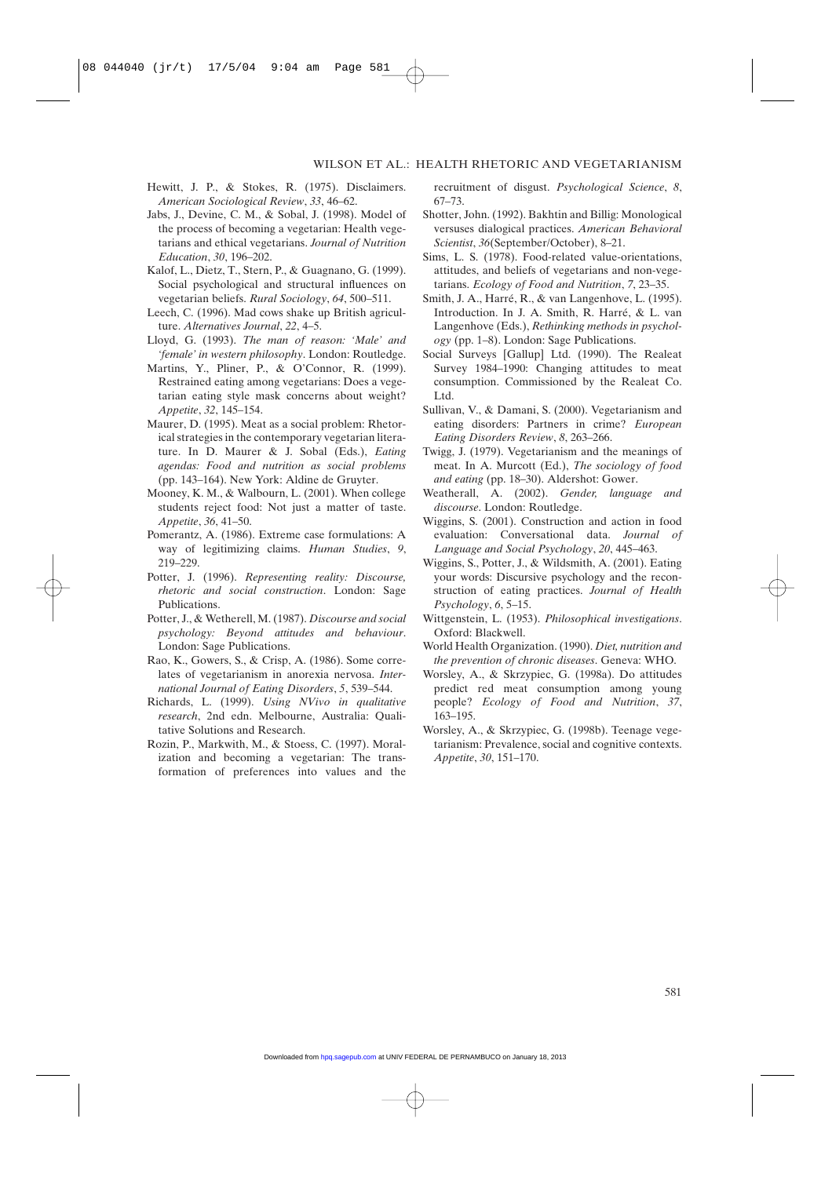Hewitt, J. P., & Stokes, R. (1975). Disclaimers. *American Sociological Review*, *33*, 46–62.

Jabs, J., Devine, C. M., & Sobal, J. (1998). Model of the process of becoming a vegetarian: Health vegetarians and ethical vegetarians. *Journal of Nutrition Education*, *30*, 196–202.

Kalof, L., Dietz, T., Stern, P., & Guagnano, G. (1999). Social psychological and structural influences on vegetarian beliefs. *Rural Sociology*, *64*, 500–511.

Leech, C. (1996). Mad cows shake up British agriculture. *Alternatives Journal*, *22*, 4–5.

Lloyd, G. (1993). *The man of reason: 'Male' and 'female' in western philosophy*. London: Routledge.

Martins, Y., Pliner, P., & O'Connor, R. (1999). Restrained eating among vegetarians: Does a vegetarian eating style mask concerns about weight? *Appetite*, *32*, 145–154.

Maurer, D. (1995). Meat as a social problem: Rhetorical strategies in the contemporary vegetarian literature. In D. Maurer & J. Sobal (Eds.), *Eating agendas: Food and nutrition as social problems* (pp. 143–164). New York: Aldine de Gruyter.

Mooney, K. M., & Walbourn, L. (2001). When college students reject food: Not just a matter of taste. *Appetite*, *36*, 41–50.

Pomerantz, A. (1986). Extreme case formulations: A way of legitimizing claims. *Human Studies*, *9*, 219–229.

Potter, J. (1996). *Representing reality: Discourse, rhetoric and social construction*. London: Sage Publications.

Potter, J., & Wetherell, M. (1987). *Discourse and social psychology: Beyond attitudes and behaviour*. London: Sage Publications.

Rao, K., Gowers, S., & Crisp, A. (1986). Some correlates of vegetarianism in anorexia nervosa. *International Journal of Eating Disorders*, *5*, 539–544.

Richards, L. (1999). *Using NVivo in qualitative research*, 2nd edn. Melbourne, Australia: Qualitative Solutions and Research.

Rozin, P., Markwith, M., & Stoess, C. (1997). Moralization and becoming a vegetarian: The transformation of preferences into values and the recruitment of disgust. *Psychological Science*, *8*, 67–73.

Shotter, John. (1992). Bakhtin and Billig: Monological versuses dialogical practices. *American Behavioral Scientist*, *36*(September/October), 8–21.

Sims, L. S. (1978). Food-related value-orientations, attitudes, and beliefs of vegetarians and non-vegetarians. *Ecology of Food and Nutrition*, *7*, 23–35.

Smith, J. A., Harré, R., & van Langenhove, L. (1995). Introduction. In J. A. Smith, R. Harré, & L. van Langenhove (Eds.), *Rethinking methods in psychology* (pp. 1–8). London: Sage Publications.

Social Surveys [Gallup] Ltd. (1990). The Realeat Survey 1984–1990: Changing attitudes to meat consumption. Commissioned by the Realeat Co. Ltd.

Sullivan, V., & Damani, S. (2000). Vegetarianism and eating disorders: Partners in crime? *European Eating Disorders Review*, *8*, 263–266.

Twigg, J. (1979). Vegetarianism and the meanings of meat. In A. Murcott (Ed.), *The sociology of food and eating* (pp. 18–30). Aldershot: Gower.

Weatherall, A. (2002). *Gender, language and discourse*. London: Routledge.

Wiggins, S. (2001). Construction and action in food evaluation: Conversational data. *Journal of Language and Social Psychology*, *20*, 445–463.

Wiggins, S., Potter, J., & Wildsmith, A. (2001). Eating your words: Discursive psychology and the reconstruction of eating practices. *Journal of Health Psychology*, *6*, 5–15.

Wittgenstein, L. (1953). *Philosophical investigations*. Oxford: Blackwell.

World Health Organization. (1990). *Diet, nutrition and the prevention of chronic diseases*. Geneva: WHO.

Worsley, A., & Skrzypiec, G. (1998a). Do attitudes predict red meat consumption among young people? *Ecology of Food and Nutrition*, *37*, 163–195.

Worsley, A., & Skrzypiec, G. (1998b). Teenage vegetarianism: Prevalence, social and cognitive contexts. *Appetite*, *30*, 151–170.